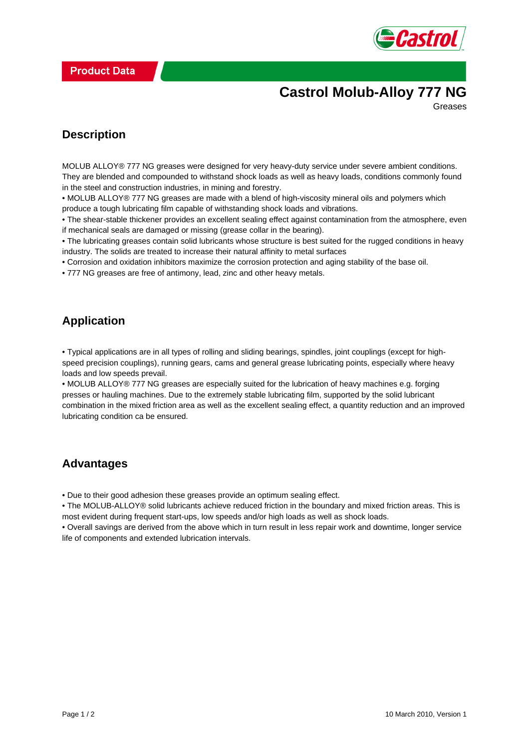Product Data

# Castrol Molub-Alloy 777 NG

Greases

## Description

MOLUB ALLOY® 777 NG greases were designed for very heavy-duty service under severe ambient conditions. They are blended and compounded to withstand shock loads as well as heavy loads, conditions commonly found in the steel and construction industries, in mining and forestry.

• MOLUB ALLOY® 777 NG greases are made with a blend of high-viscosity mineral oils and polymers which produce a tough lubricating film capable of withstanding shock loads and vibrations.
• The shear-stable thickener provides an excellent sealing effect against contamination from the atmosphere, even if mechanical seals are damaged or missing (grease collar in the bearing).
• The lubricating greases contain solid lubricants whose structure is best suited for the rugged conditions in heavy industry. The solids are treated to increase their natural affinity to metal surfaces
• Corrosion and oxidation inhibitors maximize the corrosion protection and aging stability of the base oil.
• 777 NG greases are free of antimony, lead, zinc and other heavy metals.

## Application

• Typical applications are in all types of rolling and sliding bearings, spindles, joint couplings (except for high-speed precision couplings), running gears, cams and general grease lubricating points, especially where heavy loads and low speeds prevail.
• MOLUB ALLOY® 777 NG greases are especially suited for the lubrication of heavy machines e.g. forging presses or hauling machines. Due to the extremely stable lubricating film, supported by the solid lubricant combination in the mixed friction area as well as the excellent sealing effect, a quantity reduction and an improved lubricating condition ca be ensured.

## Advantages

• Due to their good adhesion these greases provide an optimum sealing effect.
• The MOLUB-ALLOY® solid lubricants achieve reduced friction in the boundary and mixed friction areas. This is most evident during frequent start-ups, low speeds and/or high loads as well as shock loads.
• Overall savings are derived from the above which in turn result in less repair work and downtime, longer service life of components and extended lubrication intervals.

10 March 2010, Version 1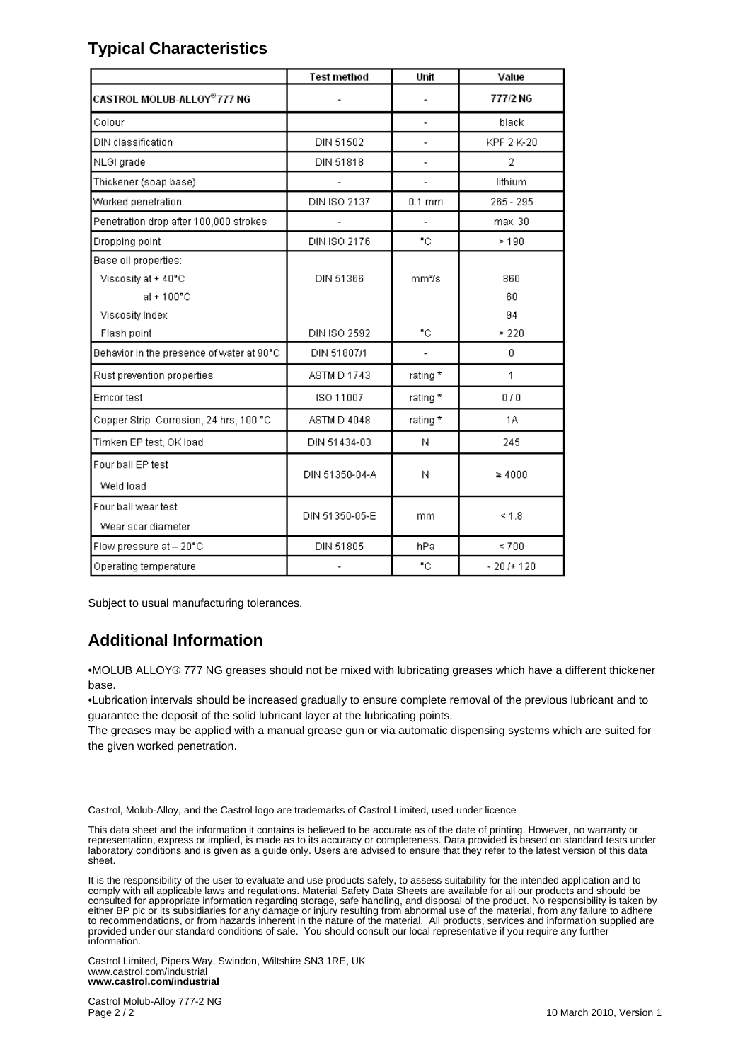## Typical Characteristics

| | Test method | Unit | Value |
|---|---|---|---|
| CASTROL MOLUB-ALLOY® 777 NG | - | - | 777/2 NG |
| Colour | | - | black |
| DIN classification | DIN 51502 | - | KPF 2 K-20 |
| NLGI grade | DIN 51818 | - | 2 |
| Thickener (soap base) | - | - | lithium |
| Worked penetration | DIN ISO 2137 | 0.1 mm | 265 - 295 |
| Penetration drop after 100,000 strokes | - | - | max. 30 |
| Dropping point | DIN ISO 2176 | °C | > 190 |
| Base oil properties: | | | |
| Viscosity at + 40°C | DIN 51366 | mm²/s | 860 |
| at + 100°C | | | 60 |
| Viscosity Index | | | 94 |
| Flash point | DIN ISO 2592 | °C | > 220 |
| Behavior in the presence of water at 90°C | DIN 51807/1 | - | 0 |
| Rust prevention properties | ASTM D 1743 | rating * | 1 |
| Emcor test | ISO 11007 | rating * | 0 / 0 |
| Copper Strip Corrosion, 24 hrs, 100 °C | ASTM D 4048 | rating * | 1A |
| Timken EP test, OK load | DIN 51434-03 | N | 245 |
| Four ball EP test Weld load | DIN 51350-04-A | N | ≥ 4000 |
| Four ball wear test Wear scar diameter | DIN 51350-05-E | mm | < 1.8 |
| Flow pressure at – 20°C | DIN 51805 | hPa | < 700 |
| Operating temperature | - | °C | - 20 /+ 120 |

Subject to usual manufacturing tolerances.

## Additional Information

•MOLUB ALLOY® 777 NG greases should not be mixed with lubricating greases which have a different thickener base.
•Lubrication intervals should be increased gradually to ensure complete removal of the previous lubricant and to guarantee the deposit of the solid lubricant layer at the lubricating points.
The greases may be applied with a manual grease gun or via automatic dispensing systems which are suited for the given worked penetration.

Castrol, Molub-Alloy, and the Castrol logo are trademarks of Castrol Limited, used under licence

This data sheet and the information it contains is believed to be accurate as of the date of printing. However, no warranty or representation, express or implied, is made as to its accuracy or completeness. Data provided is based on standard tests under laboratory conditions and is given as a guide only. Users are advised to ensure that they refer to the latest version of this data sheet.

It is the responsibility of the user to evaluate and use products safely, to assess suitability for the intended application and to comply with all applicable laws and regulations. Material Safety Data Sheets are available for all our products and should be consulted for appropriate information regarding storage, safe handling, and disposal of the product. No responsibility is taken by either BP plc or its subsidiaries for any damage or injury resulting from abnormal use of the material, from any failure to adhere to recommendations, or from hazards inherent in the nature of the material. All products, services and information supplied are provided under our standard conditions of sale. You should consult our local representative if you require any further information.

Castrol Limited, Pipers Way, Swindon, Wiltshire SN3 1RE, UK
www.castrol.com/industrial
**www.castrol.com/industrial**

Castrol Molub-Alloy 777-2 NG
10 March 2010, Version 1